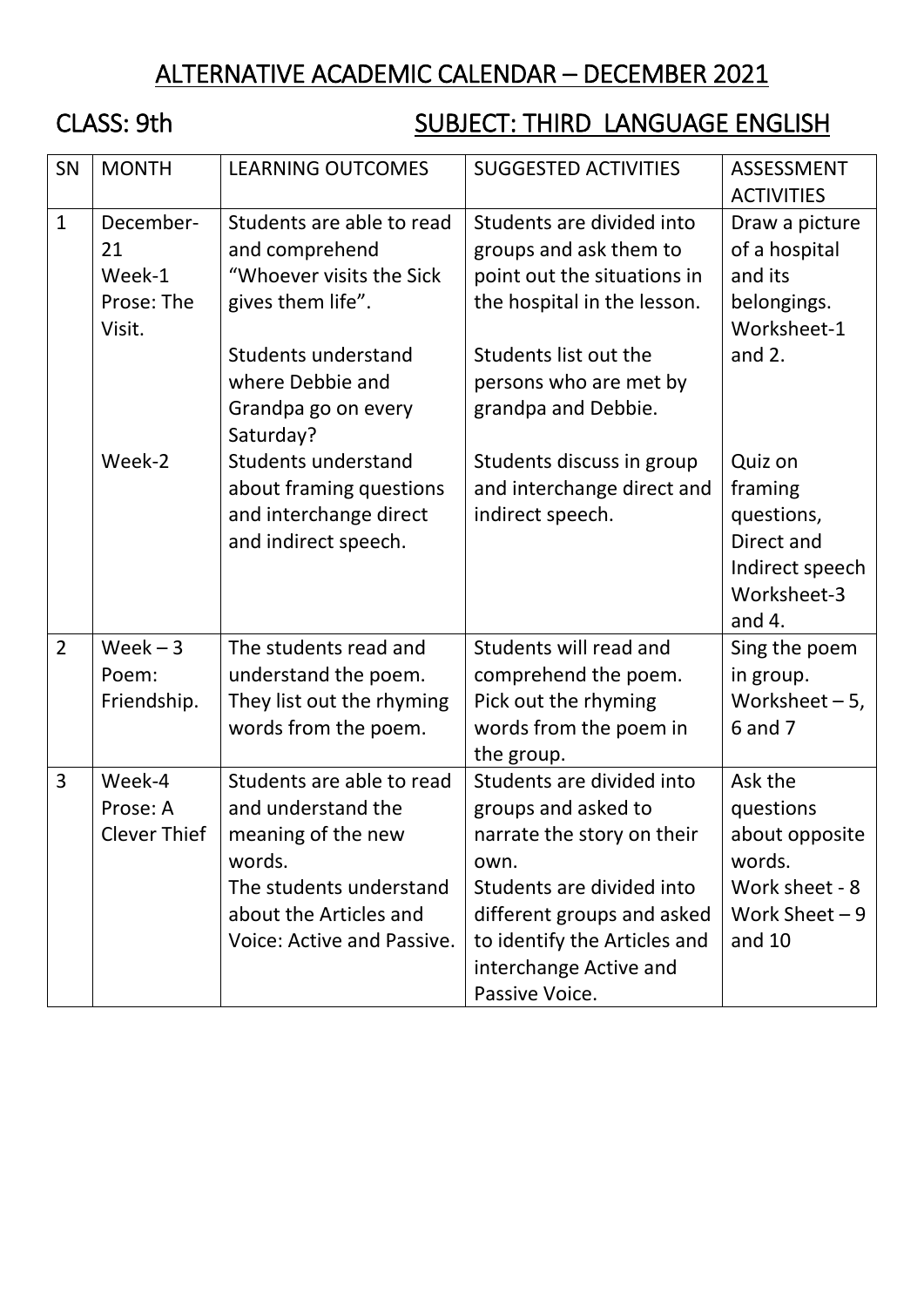# ALTERNATIVE ACADEMIC CALENDAR – DECEMBER 2021

## CLASS: 9th SUBJECT: THIRD LANGUAGE ENGLISH

| SN | MONTH | LEARNING OUTCOMES | SUGGESTED ACTIVITIES | ASSESSMENT ACTIVITIES |
|---|---|---|---|---|
| 1 | December-21 Week-1 Prose: The Visit. | Students are able to read and comprehend "Whoever visits the Sick gives them life".<br><br>Students understand where Debbie and Grandpa go on every Saturday? | Students are divided into groups and ask them to point out the situations in the hospital in the lesson.<br><br>Students list out the persons who are met by grandpa and Debbie. | Draw a picture of a hospital and its belongings. Worksheet-1 and 2. |
| | Week-2 | Students understand about framing questions and interchange direct and indirect speech. | Students discuss in group and interchange direct and indirect speech. | Quiz on framing questions, Direct and Indirect speech Worksheet-3 and 4. |
| 2 | Week – 3 Poem: Friendship. | The students read and understand the poem. They list out the rhyming words from the poem. | Students will read and comprehend the poem. Pick out the rhyming words from the poem in the group. | Sing the poem in group. Worksheet – 5, 6 and 7 |
| 3 | Week-4 Prose: A Clever Thief | Students are able to read and understand the meaning of the new words.<br>The students understand about the Articles and Voice: Active and Passive. | Students are divided into groups and asked to narrate the story on their own.<br>Students are divided into different groups and asked to identify the Articles and interchange Active and Passive Voice. | Ask the questions about opposite words.<br>Work sheet - 8<br>Work Sheet – 9 and 10 |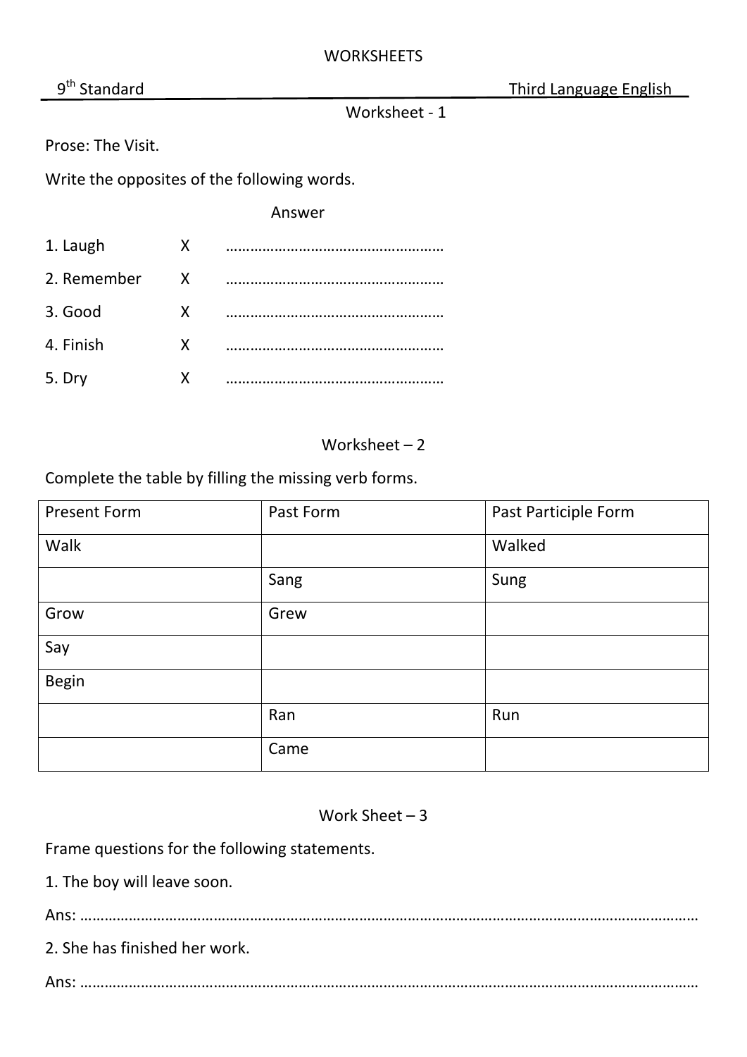WORKSHEETS

9th Standard Third Language English

## Worksheet - 1

Prose: The Visit.

Write the opposites of the following words.

Answer

1. Laugh X ………………………………………………
2. Remember X ………………………………………………
3. Good X ………………………………………………
4. Finish X ………………………………………………
5. Dry X ………………………………………………

## Worksheet – 2

Complete the table by filling the missing verb forms.

| Present Form | Past Form | Past Participle Form |
| --- | --- | --- |
| Walk | | Walked |
| | Sang | Sung |
| Grow | Grew | |
| Say | | |
| Begin | | |
| | Ran | Run |
| | Came | |

## Work Sheet – 3

Frame questions for the following statements.

1. The boy will leave soon.

Ans: ……………………………………………………………………………………………………………………………………

2. She has finished her work.

Ans: ……………………………………………………………………………………………………………………………………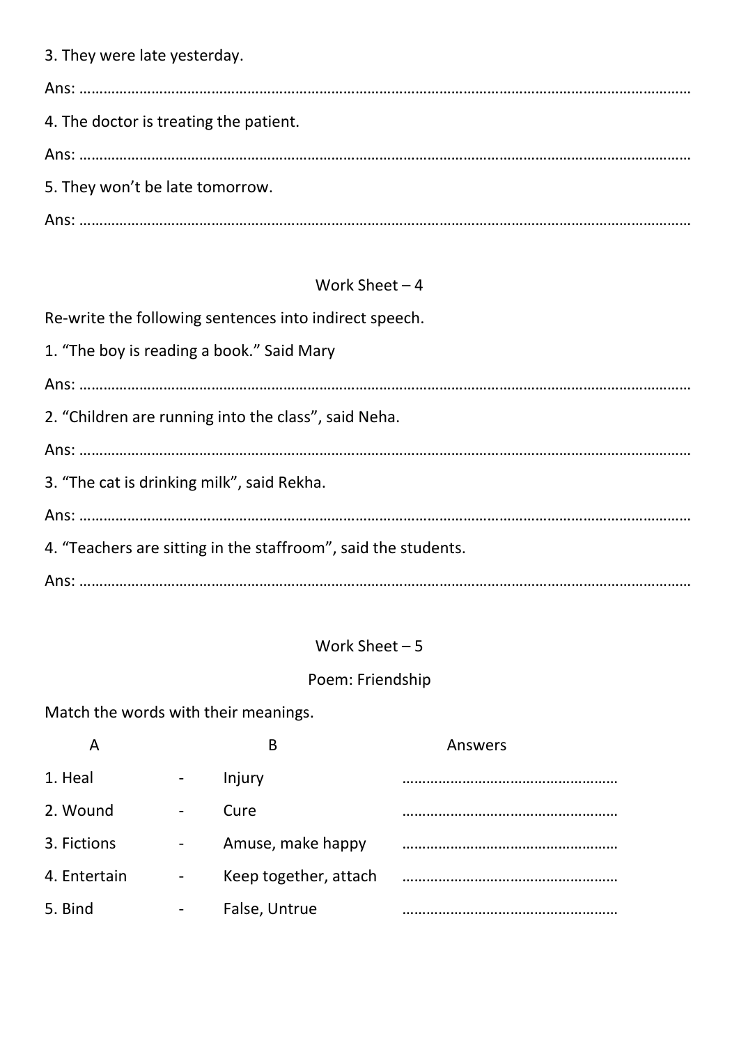3. They were late yesterday.

Ans: ………………………………………………………………………………………………………………………………………

4. The doctor is treating the patient.

Ans: ………………………………………………………………………………………………………………………………………

5. They won't be late tomorrow.

Ans: ………………………………………………………………………………………………………………………………………

## Work Sheet – 4

Re-write the following sentences into indirect speech.

1. "The boy is reading a book." Said Mary

Ans: ………………………………………………………………………………………………………………………………………

2. "Children are running into the class", said Neha.

Ans: ………………………………………………………………………………………………………………………………………

3. "The cat is drinking milk", said Rekha.

Ans: ………………………………………………………………………………………………………………………………………

4. "Teachers are sitting in the staffroom", said the students.

Ans: ………………………………………………………………………………………………………………………………………

## Work Sheet – 5

### Poem: Friendship

Match the words with their meanings.

| A | | B | Answers |
|---|---|---|---|
| 1. Heal | - | Injury | ……………………………………………… |
| 2. Wound | - | Cure | ……………………………………………… |
| 3. Fictions | - | Amuse, make happy | ……………………………………………… |
| 4. Entertain | - | Keep together, attach | ……………………………………………… |
| 5. Bind | - | False, Untrue | ……………………………………………… |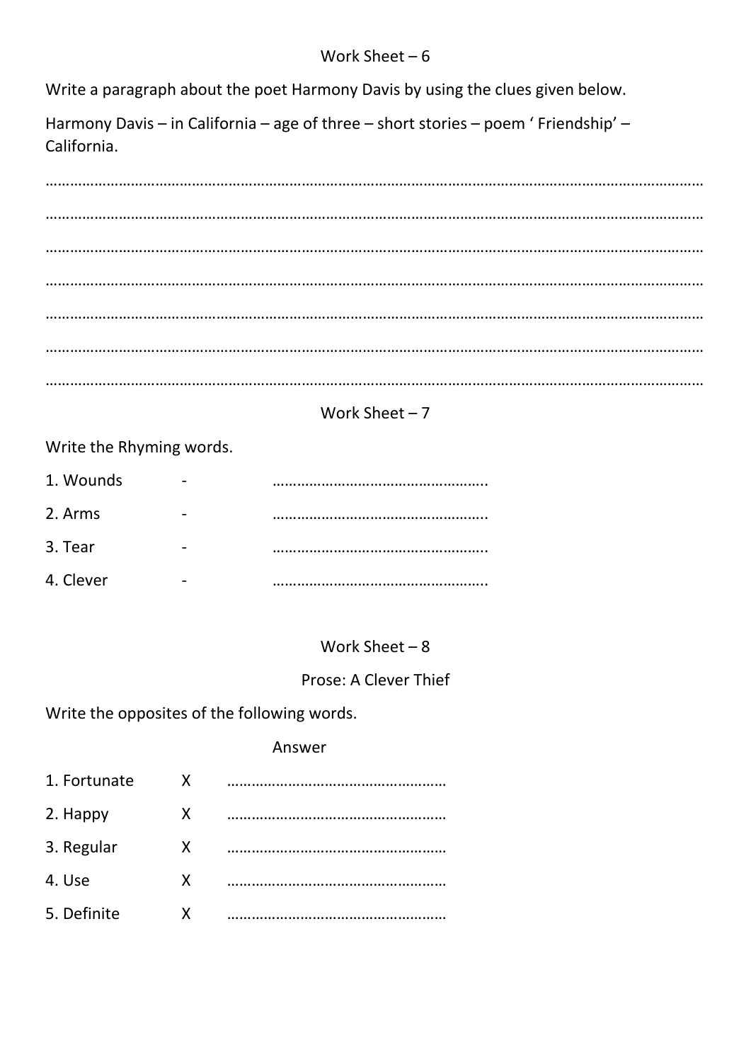## Work Sheet – 6

Write a paragraph about the poet Harmony Davis by using the clues given below.

Harmony Davis – in California – age of three – short stories – poem ' Friendship' – California.

……………………………………………………………………………………………………………………………………………

……………………………………………………………………………………………………………………………………………

……………………………………………………………………………………………………………………………………………

……………………………………………………………………………………………………………………………………………

……………………………………………………………………………………………………………………………………………

……………………………………………………………………………………………………………………………………………

……………………………………………………………………………………………………………………………………………

## Work Sheet – 7

Write the Rhyming words.

1. Wounds - ……………………………………………..
2. Arms - ……………………………………………..
3. Tear - ……………………………………………..
4. Clever - ……………………………………………..

## Work Sheet – 8

### Prose: A Clever Thief

Write the opposites of the following words.

Answer

1. Fortunate X ………………………………………………
2. Happy X ………………………………………………
3. Regular X ………………………………………………
4. Use X ………………………………………………
5. Definite X ………………………………………………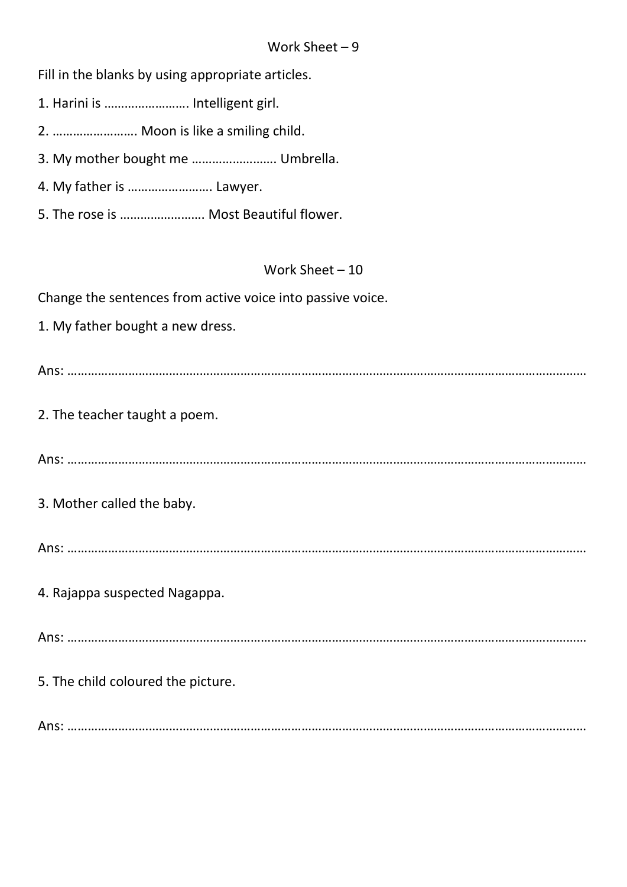## Work Sheet – 9

Fill in the blanks by using appropriate articles.

1. Harini is ……………………. Intelligent girl.
2. ……………………. Moon is like a smiling child.
3. My mother bought me ……………………. Umbrella.
4. My father is ……………………. Lawyer.
5. The rose is ……………………. Most Beautiful flower.

## Work Sheet – 10

Change the sentences from active voice into passive voice.

1. My father bought a new dress.

Ans: ……………………………………………………………………………………………………………………………………

2. The teacher taught a poem.

Ans: ……………………………………………………………………………………………………………………………………

3. Mother called the baby.

Ans: ……………………………………………………………………………………………………………………………………

4. Rajappa suspected Nagappa.

Ans: ……………………………………………………………………………………………………………………………………

5. The child coloured the picture.

Ans: ……………………………………………………………………………………………………………………………………